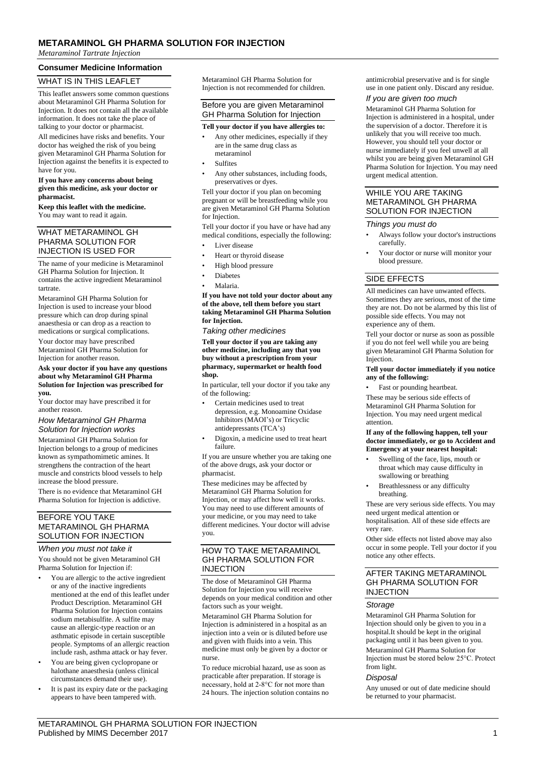# METARAMINOL GH PHARMA SOLUTION FOR INJECTION

*Metaraminol Tartrate Injection*

## Consumer Medicine Information

### WHAT IS IN THIS LEAFLET

This leaflet answers some common questions about Metaraminol GH Pharma Solution for Injection. It does not contain all the available information. It does not take the place of talking to your doctor or pharmacist.

All medicines have risks and benefits. Your doctor has weighed the risk of you being given Metaraminol GH Pharma Solution for Injection against the benefits it is expected to have for you.

**If you have any concerns about being given this medicine, ask your doctor or pharmacist.**

**Keep this leaflet with the medicine.**
You may want to read it again.

### WHAT METARAMINOL GH PHARMA SOLUTION FOR INJECTION IS USED FOR

The name of your medicine is Metaraminol GH Pharma Solution for Injection. It contains the active ingredient Metaraminol tartrate.

Metaraminol GH Pharma Solution for Injection is used to increase your blood pressure which can drop during spinal anaesthesia or can drop as a reaction to medications or surgical complications.

Your doctor may have prescribed Metaraminol GH Pharma Solution for Injection for another reason.

**Ask your doctor if you have any questions about why Metaraminol GH Pharma Solution for Injection was prescribed for you.**

Your doctor may have prescribed it for another reason.

#### *How Metaraminol GH Pharma Solution for Injection works*

Metaraminol GH Pharma Solution for Injection belongs to a group of medicines known as sympathomimetic amines. It strengthens the contraction of the heart muscle and constricts blood vessels to help increase the blood pressure.

There is no evidence that Metaraminol GH Pharma Solution for Injection is addictive.

### BEFORE YOU TAKE METARAMINOL GH PHARMA SOLUTION FOR INJECTION

#### *When you must not take it*

You should not be given Metaraminol GH Pharma Solution for Injection if:

- You are allergic to the active ingredient or any of the inactive ingredients mentioned at the end of this leaflet under Product Description. Metaraminol GH Pharma Solution for Injection contains sodium metabisulfite. A sulfite may cause an allergic-type reaction or an asthmatic episode in certain susceptible people. Symptoms of an allergic reaction include rash, asthma attack or hay fever.
- You are being given cyclopropane or halothane anaesthesia (unless clinical circumstances demand their use).
- It is past its expiry date or the packaging appears to have been tampered with.

Metaraminol GH Pharma Solution for Injection is not recommended for children.

#### Before you are given Metaraminol GH Pharma Solution for Injection

**Tell your doctor if you have allergies to:**

- Any other medicines, especially if they are in the same drug class as metaraminol
- Sulfites
- Any other substances, including foods, preservatives or dyes.

Tell your doctor if you plan on becoming pregnant or will be breastfeeding while you are given Metaraminol GH Pharma Solution for Injection.

Tell your doctor if you have or have had any medical conditions, especially the following:

- Liver disease
- Heart or thyroid disease
- High blood pressure
- Diabetes
- Malaria.

**If you have not told your doctor about any of the above, tell them before you start taking Metaraminol GH Pharma Solution for Injection.**

#### *Taking other medicines*

**Tell your doctor if you are taking any other medicine, including any that you buy without a prescription from your pharmacy, supermarket or health food shop.**

In particular, tell your doctor if you take any of the following:

- Certain medicines used to treat depression, e.g. Monoamine Oxidase Inhibitors (MAOI's) or Tricyclic antidepressants (TCA's)
- Digoxin, a medicine used to treat heart failure.

If you are unsure whether you are taking one of the above drugs, ask your doctor or pharmacist.

These medicines may be affected by Metaraminol GH Pharma Solution for Injection, or may affect how well it works. You may need to use different amounts of your medicine, or you may need to take different medicines. Your doctor will advise you.

### HOW TO TAKE METARAMINOL GH PHARMA SOLUTION FOR INJECTION

The dose of Metaraminol GH Pharma Solution for Injection you will receive depends on your medical condition and other factors such as your weight.

Metaraminol GH Pharma Solution for Injection is administered in a hospital as an injection into a vein or is diluted before use and given with fluids into a vein. This medicine must only be given by a doctor or nurse.

To reduce microbial hazard, use as soon as practicable after preparation. If storage is necessary, hold at 2-8°C for not more than 24 hours. The injection solution contains no antimicrobial preservative and is for single use in one patient only. Discard any residue.

#### *If you are given too much*

Metaraminol GH Pharma Solution for Injection is administered in a hospital, under the supervision of a doctor. Therefore it is unlikely that you will receive too much. However, you should tell your doctor or nurse immediately if you feel unwell at all whilst you are being given Metaraminol GH Pharma Solution for Injection. You may need urgent medical attention.

### WHILE YOU ARE TAKING METARAMINOL GH PHARMA SOLUTION FOR INJECTION

#### *Things you must do*

- Always follow your doctor's instructions carefully.
- Your doctor or nurse will monitor your blood pressure.

### SIDE EFFECTS

All medicines can have unwanted effects. Sometimes they are serious, most of the time they are not. Do not be alarmed by this list of possible side effects. You may not experience any of them.

Tell your doctor or nurse as soon as possible if you do not feel well while you are being given Metaraminol GH Pharma Solution for Injection.

**Tell your doctor immediately if you notice any of the following:**

- Fast or pounding heartbeat.

These may be serious side effects of Metaraminol GH Pharma Solution for Injection. You may need urgent medical attention.

**If any of the following happen, tell your doctor immediately, or go to Accident and Emergency at your nearest hospital:**

- Swelling of the face, lips, mouth or throat which may cause difficulty in swallowing or breathing
- Breathlessness or any difficulty breathing.

These are very serious side effects. You may need urgent medical attention or hospitalisation. All of these side effects are very rare.

Other side effects not listed above may also occur in some people. Tell your doctor if you notice any other effects.

### AFTER TAKING METARAMINOL GH PHARMA SOLUTION FOR INJECTION

#### *Storage*

Metaraminol GH Pharma Solution for Injection should only be given to you in a hospital.It should be kept in the original packaging until it has been given to you.

Metaraminol GH Pharma Solution for Injection must be stored below 25°C. Protect from light.

#### *Disposal*

Any unused or out of date medicine should be returned to your pharmacist.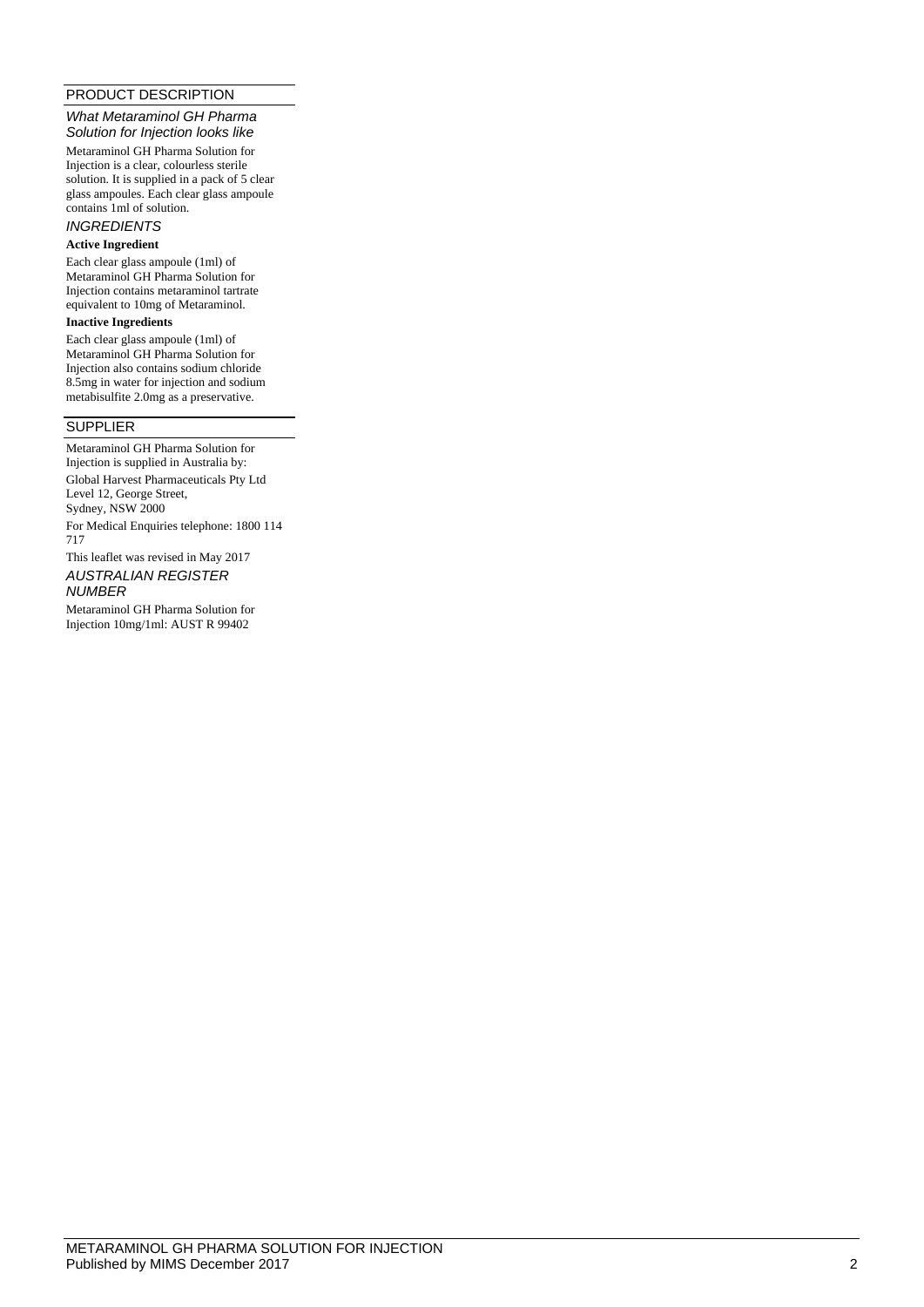## PRODUCT DESCRIPTION

### *What Metaraminol GH Pharma Solution for Injection looks like*

Metaraminol GH Pharma Solution for Injection is a clear, colourless sterile solution. It is supplied in a pack of 5 clear glass ampoules. Each clear glass ampoule contains 1ml of solution.

### *INGREDIENTS*

**Active Ingredient**

Each clear glass ampoule (1ml) of Metaraminol GH Pharma Solution for Injection contains metaraminol tartrate equivalent to 10mg of Metaraminol.

**Inactive Ingredients**

Each clear glass ampoule (1ml) of Metaraminol GH Pharma Solution for Injection also contains sodium chloride 8.5mg in water for injection and sodium metabisulfite 2.0mg as a preservative.

## SUPPLIER

Metaraminol GH Pharma Solution for Injection is supplied in Australia by:

Global Harvest Pharmaceuticals Pty Ltd
Level 12, George Street,
Sydney, NSW 2000

For Medical Enquiries telephone: 1800 114 717

This leaflet was revised in May 2017

### *AUSTRALIAN REGISTER NUMBER*

Metaraminol GH Pharma Solution for Injection 10mg/1ml: AUST R 99402